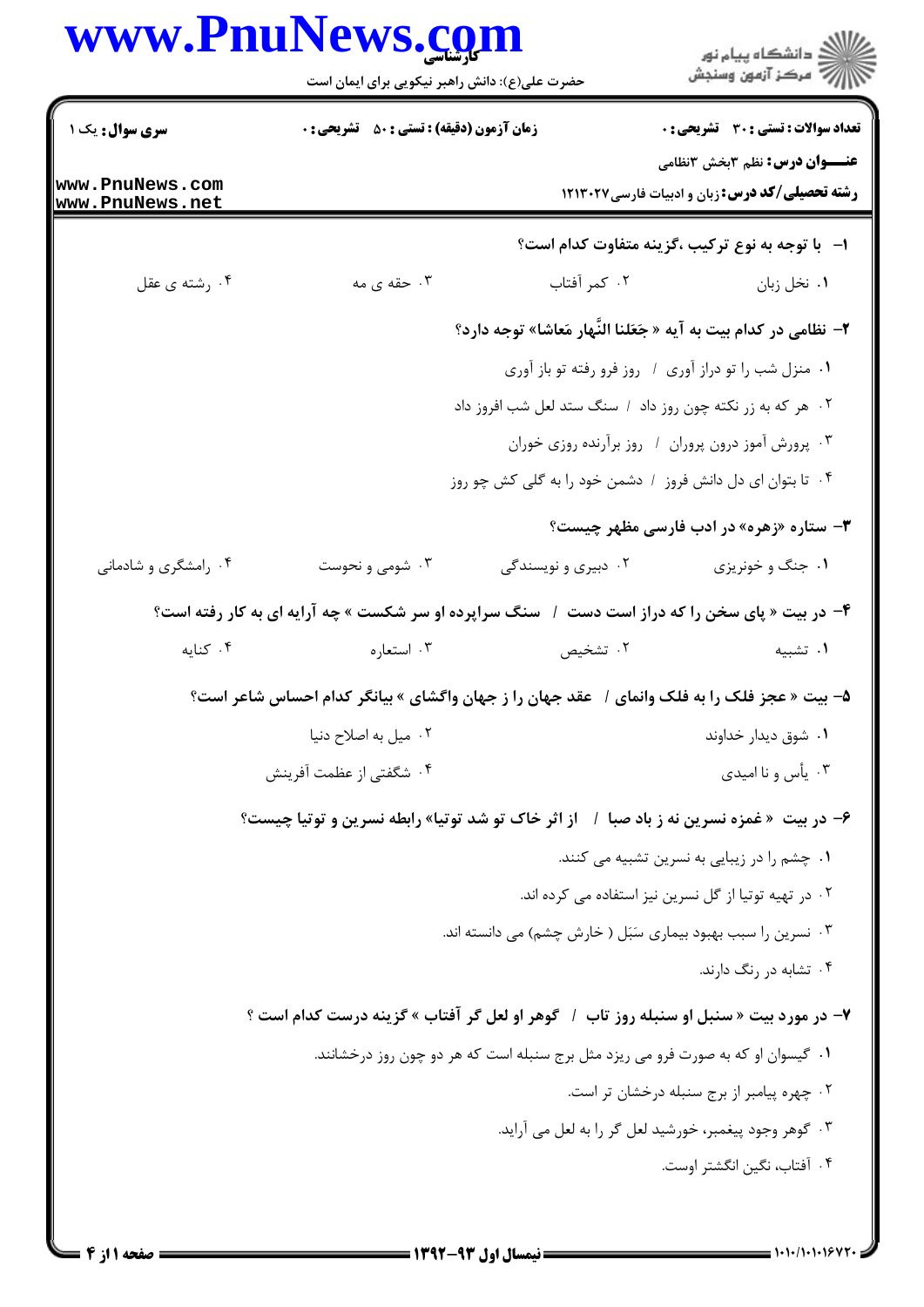**سری سوال:** یک ۱

**زمان آزمون (دقیقه) : تستی : ۵۰ تشریحی : ۰**

**تعداد سوالات : تستی : ۳۰ تشریحی : ۰**

**عنـــوان درس:** نظم ۳بخش ۳نظامی

**رشته تحصیلی/کد درس:** زبان و ادبیات فارسی ۱۲۱۳۰۲۷

۱- با توجه به نوع ترکیب ،گزینه متفاوت کدام است؟

۱. نخل زبان
۲. کمر آفتاب
۳. حقه ی مه
۴. رشته ی عقل

۲- نظامی در کدام بیت به آیه « جَعَلنا النَّهار مَعاشا» توجه دارد؟

۱. منزل شب را تو دراز آوری / روز فرو رفته تو باز آوری
۲. هر که به زر نکته چون روز داد / سنگ ستد لعل شب افروز داد
۳. پرورش آموز درون پروران / روز برآرنده روزی خوران
۴. تا بتوان ای دل دانش فروز / دشمن خود را به گلی کش چو روز

۳- ستاره «زهره» در ادب فارسی مظهر چیست؟

۱. جنگ و خونریزی
۲. دبیری و نویسندگی
۳. شومی و نحوست
۴. رامشگری و شادمانی

۴- در بیت « پای سخن را که دراز است دست / سنگ سراپرده او سر شکست » چه آرایه ای به کار رفته است؟

۱. تشبیه
۲. تشخیص
۳. استعاره
۴. کنایه

۵- بیت « عجز فلک را به فلک وانمای / عقد جهان را ز جهان واگشای » بیانگر کدام احساس شاعر است؟

۱. شوق دیدار خداوند
۲. میل به اصلاح دنیا
۳. یأس و نا امیدی
۴. شگفتی از عظمت آفرینش

۶- در بیت « غمزه نسرین نه ز باد صبا / از اثر خاک تو شد توتیا» رابطه نسرین و توتیا چیست؟

۱. چشم را در زیبایی به نسرین تشبیه می کنند.
۲. در تهیه توتیا از گل نسرین نیز استفاده می کرده اند.
۳. نسرین را سبب بهبود بیماری سَبَل ( خارش چشم) می دانسته اند.
۴. تشابه در رنگ دارند.

۷- در مورد بیت « سنبل او سنبله روز تاب / گوهر او لعل گر آفتاب » گزینه درست کدام است ؟

۱. گیسوان او که به صورت فرو می ریزد مثل برج سنبله است که هر دو چون روز درخشانند.
۲. چهره پیامبر از برج سنبله درخشان تر است.
۳. گوهر وجود پیغمبر، خورشید لعل گر را به لعل می آراید.
۴. آفتاب، نگین انگشتر اوست.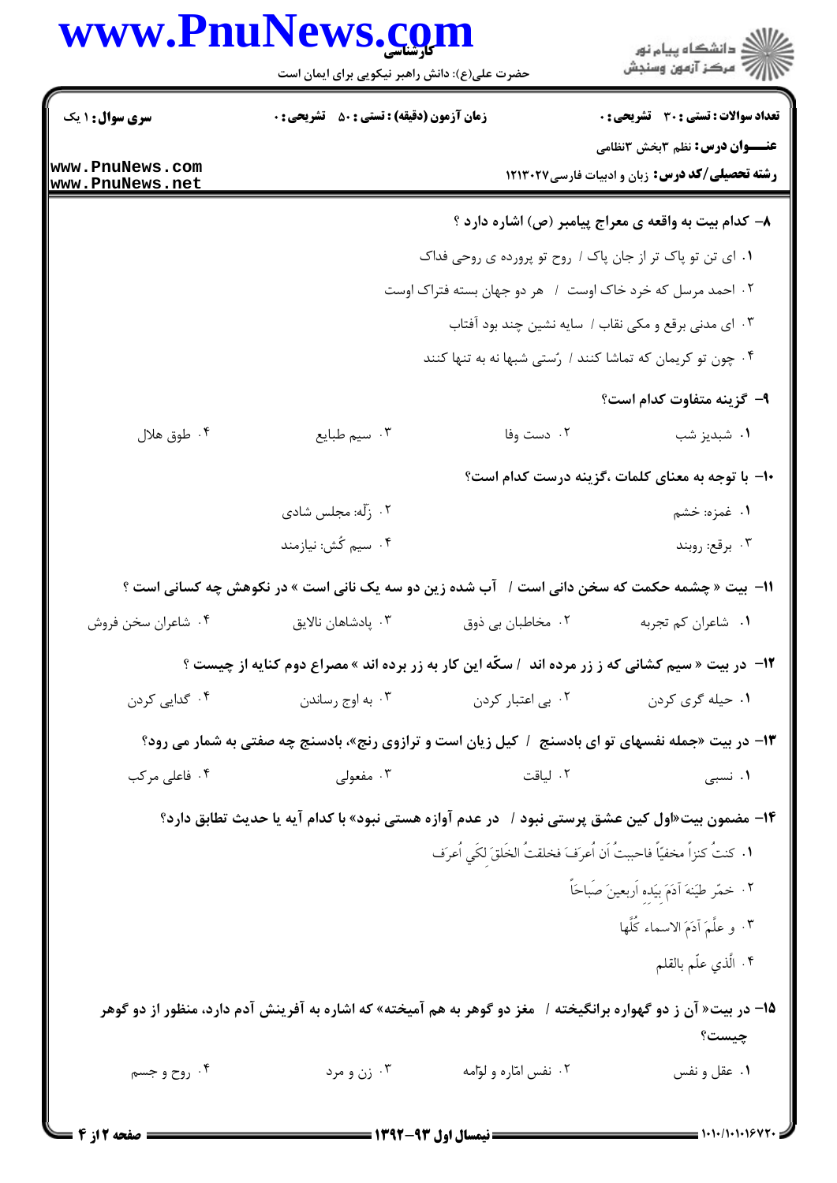**سری سؤال:** ۱ یک

**زمان آزمون (دقیقه) : تستی : ۵۰ تشریحی : ۰**

**تعداد سوالات : تستی : ۳۰ تشریحی : ۰**

**عنـــوان درس:** نظم ۳بخش ۳نظامی

**رشته تحصیلی/کد درس:** زبان و ادبیات فارسی۱۲۱۳۰۲۷

**۸- کدام بیت به واقعه ی معراج پیامبر (ص) اشاره دارد ؟**

۱. ای تن تو پاک تر از جان پاک / روح تو پرورده ی روحی فداک

۲. احمد مرسل که خرد خاک اوست / هر دو جهان بسته فتراک اوست

۳. ای مدنی برقع و مکی نقاب / سایه نشین چند بود آفتاب

۴. چون تو کریمان که تماشا کنند / رُستی شبها نه به تنها کنند

**۹- گزینه متفاوت کدام است؟**

۱. شبدیز شب ۲. دست وفا ۳. سیم طبایع ۴. طوق هلال

**۱۰- با توجه به معنای کلمات ،گزینه درست کدام است؟**

۱. غمزه: خشم ۲. زلّه: مجلس شادی

۳. برقع: روبند ۴. سیم کَش: نیازمند

**۱۱- بیت « چشمه حکمت که سخن دانی است / آب شده زین دو سه یک نانی است » در نکوهش چه کسانی است ؟**

۱. شاعران کم تجربه ۲. مخاطبان بی ذوق ۳. پادشاهان نالایق ۴. شاعران سخن فروش

**۱۲- در بیت « سیم کشانی که ز زر مرده اند / سکّه این کار به زر برده اند » مصراع دوم کنایه از چیست ؟**

۱. حیله گری کردن ۲. بی اعتبار کردن ۳. به اوج رساندن ۴. گدایی کردن

**۱۳- در بیت «جمله نفسهای تو ای بادسنج / کیل زبان است و ترازوی رنج»، بادسنج چه صفتی به شمار می رود؟**

۱. نسبی ۲. لیاقت ۳. مفعولی ۴. فاعلی مرکب

**۱۴- مضمون بیت«اول کین عشق پرستی نبود / در عدم آوازه هستی نبود» با کدام آیه یا حدیث تطابق دارد؟**

۱. کنتُ کنزاً مخفیّاً فاحببتُ اَن اُعرَفَ فخلقتُ الخَلقَ لکَی اُعرَف

۲. خمّر طینَهَ آدَمَ بیَده اَربعینَ صَباحاً

۳. و علّمَ آدَمَ الاسماء کُلّها

۴. الّذي علّم بالقلم

**۱۵- در بیت« آن ز دو گهواره برانگیخته / مغز دو گوهر به هم آمیخته» که اشاره به آفرینش آدم دارد، منظور از دو گوهر چیست؟**

۱. عقل و نفس ۲. نفس امّاره و لوّامه ۳. زن و مرد ۴. روح و جسم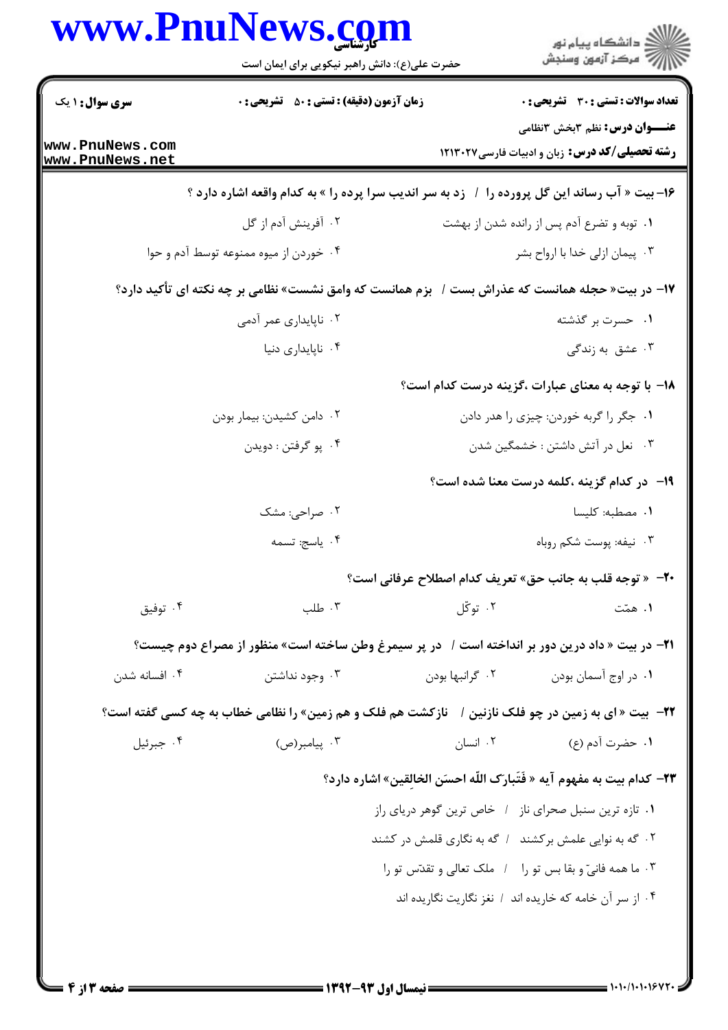۱۶- بیت « آب رساند این گل پرورده را / زد به سر اندیب سرا پرده را » به کدام واقعه اشاره دارد ؟

۱. توبه و تضرع آدم پس از رانده شدن از بهشت
۲. آفرینش آدم از گل
۳. پیمان ازلی خدا با ارواح بشر
۴. خوردن از میوه ممنوعه توسط آدم و حوا

۱۷- در بیت« حجله همانست که عذراش بست / بزم همانست که وامق نشست» نظامی بر چه نکته ای تأکید دارد؟

۱. حسرت بر گذشته
۲. ناپایداری عمر آدمی
۳. عشق به زندگی
۴. ناپایداری دنیا

۱۸- با توجه به معنای عبارات ،گزینه درست کدام است؟

۱. جگر را گربه خوردن: چیزی را هدر دادن
۲. دامن کشیدن: بیمار بودن
۳. نعل در آتش داشتن : خشمگین شدن
۴. پو گرفتن : دویدن

۱۹- در کدام گزینه ،کلمه درست معنا شده است؟

۱. مصطبه: کلیسا
۲. صراحی: مشک
۳. نیفه: پوست شکم روباه
۴. یاسج: تسمه

۲۰- « توجه قلب به جانب حق» تعریف کدام اصطلاح عرفانی است؟

۱. همّت
۲. توکّل
۳. طلب
۴. توفیق

۲۱- در بیت « داد درین دور بر انداخته است / در پر سیمرغ وطن ساخته است» منظور از مصراع دوم چیست؟

۱. در اوج آسمان بودن
۲. گرانبها بودن
۳. وجود نداشتن
۴. افسانه شدن

۲۲- بیت « ای به زمین در چو فلک نازنین / نازکشت هم فلک و هم زمین» را نظامی خطاب به چه کسی گفته است؟

۱. حضرت آدم (ع)
۲. انسان
۳. پیامبر(ص)
۴. جبرئیل

۲۳- کدام بیت به مفهوم آیه « فَتَبارَک اللّه احسَن الخالِقین» اشاره دارد؟

۱. تازه ترین سنبل صحرای ناز / خاص ترین گوهر دریای راز
۲. گه به نوایی علمش برکشند / گه به نگاری قلمش در کشند
۳. ما همه فانیّ و بقا بس تو را / ملک تعالی و تقدّس تو را
۴. از سر آن خامه که خاریده اند / نغز نگاریت نگاریده اند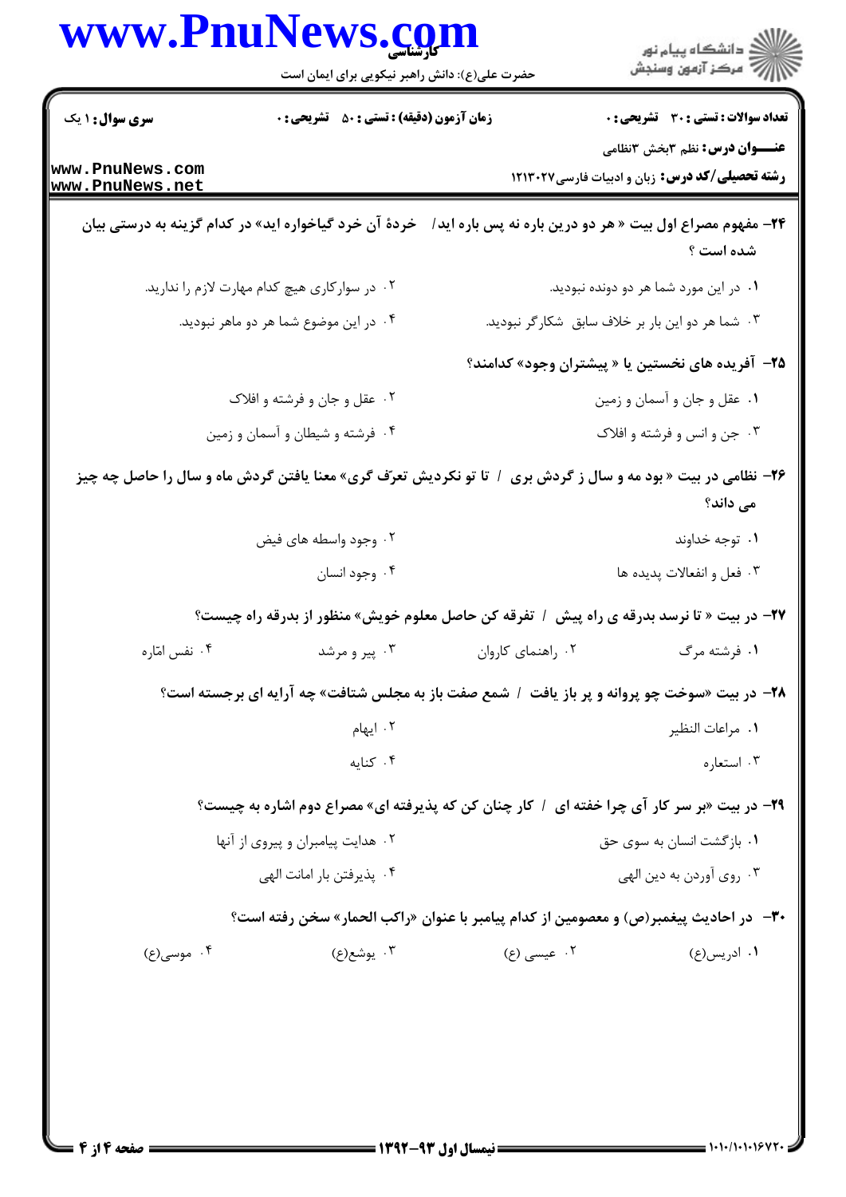**۲۴- مفهوم مصراع اول بیت « هر دو درین باره نه پس باره اید/ خردهٔ آن خرد گیاخواره اید» در کدام گزینه به درستی بیان شده است ؟**

۱. در این مورد شما هر دو دونده نبودید.

۲. در سوارکاری هیچ کدام مهارت لازم را ندارید.

۳. شما هر دو این بار بر خلاف سابق شکارگر نبودید.

۴. در این موضوع شما هر دو ماهر نبودید.

**۲۵- آفریده های نخستین یا « پیشتران وجود» کدامند؟**

۱. عقل و جان و آسمان و زمین

۲. عقل و جان و فرشته و افلاک

۳. جن و انس و فرشته و افلاک

۴. فرشته و شیطان و آسمان و زمین

**۲۶- نظامی در بیت « بود مه و سال ز گردش بری / تا تو نکردیش تعرّف گری» معنا یافتن گردش ماه و سال را حاصل چه چیز می داند؟**

۱. توجه خداوند

۲. وجود واسطه های فیض

۳. فعل و انفعالات پدیده ها

۴. وجود انسان

**۲۷- در بیت « تا نرسد بدرقه ی راه پیش / تفرقه کن حاصل معلوم خویش» منظور از بدرقه راه چیست؟**

۱. فرشته مرگ

۲. راهنمای کاروان

۳. پیر و مرشد

۴. نفس اماره

**۲۸- در بیت «سوخت چو پروانه و پر باز یافت / شمع صفت باز به مجلس شتافت» چه آرایه ای برجسته است؟**

۱. مراعات النظیر

۲. ایهام

۳. استعاره

۴. کنایه

**۲۹- در بیت «بر سر کار آی چرا خفته ای / کار چنان کن که پذیرفته ای» مصراع دوم اشاره به چیست؟**

۱. بازگشت انسان به سوی حق

۲. هدایت پیامبران و پیروی از آنها

۳. روی آوردن به دین الهی

۴. پذیرفتن بار امانت الهی

**۳۰- در احادیث پیغمبر(ص) و معصومین از کدام پیامبر با عنوان «راکب الحمار» سخن رفته است؟**

۱. ادریس(ع)

۲. عیسی (ع)

۳. یوشع(ع)

۴. موسی(ع)